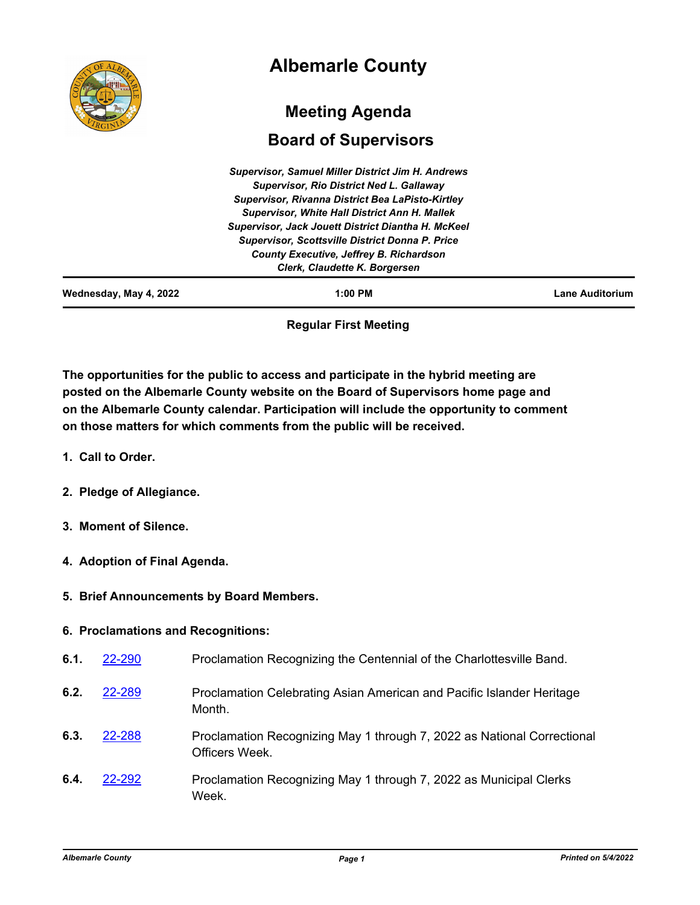# Albemarle County

## Meeting Agenda

## Board of Supervisors

*Supervisor, Samuel Miller District Jim H. Andrews*
*Supervisor, Rio District Ned L. Gallaway*
*Supervisor, Rivanna District Bea LaPisto-Kirtley*
*Supervisor, White Hall District Ann H. Mallek*
*Supervisor, Jack Jouett District Diantha H. McKeel*
*Supervisor, Scottsville District Donna P. Price*
*County Executive, Jeffrey B. Richardson*
*Clerk, Claudette K. Borgersen*

| Wednesday, May 4, 2022 | 1:00 PM | Lane Auditorium |
|---|---|---|

**Regular First Meeting**

**The opportunities for the public to access and participate in the hybrid meeting are posted on the Albemarle County website on the Board of Supervisors home page and on the Albemarle County calendar. Participation will include the opportunity to comment on those matters for which comments from the public will be received.**

**1. Call to Order.**

**2. Pledge of Allegiance.**

**3. Moment of Silence.**

**4. Adoption of Final Agenda.**

**5. Brief Announcements by Board Members.**

**6. Proclamations and Recognitions:**

| | | |
|---|---|---|
| **6.1.** | 22-290 | Proclamation Recognizing the Centennial of the Charlottesville Band. |
| **6.2.** | 22-289 | Proclamation Celebrating Asian American and Pacific Islander Heritage Month. |
| **6.3.** | 22-288 | Proclamation Recognizing May 1 through 7, 2022 as National Correctional Officers Week. |
| **6.4.** | 22-292 | Proclamation Recognizing May 1 through 7, 2022 as Municipal Clerks Week. |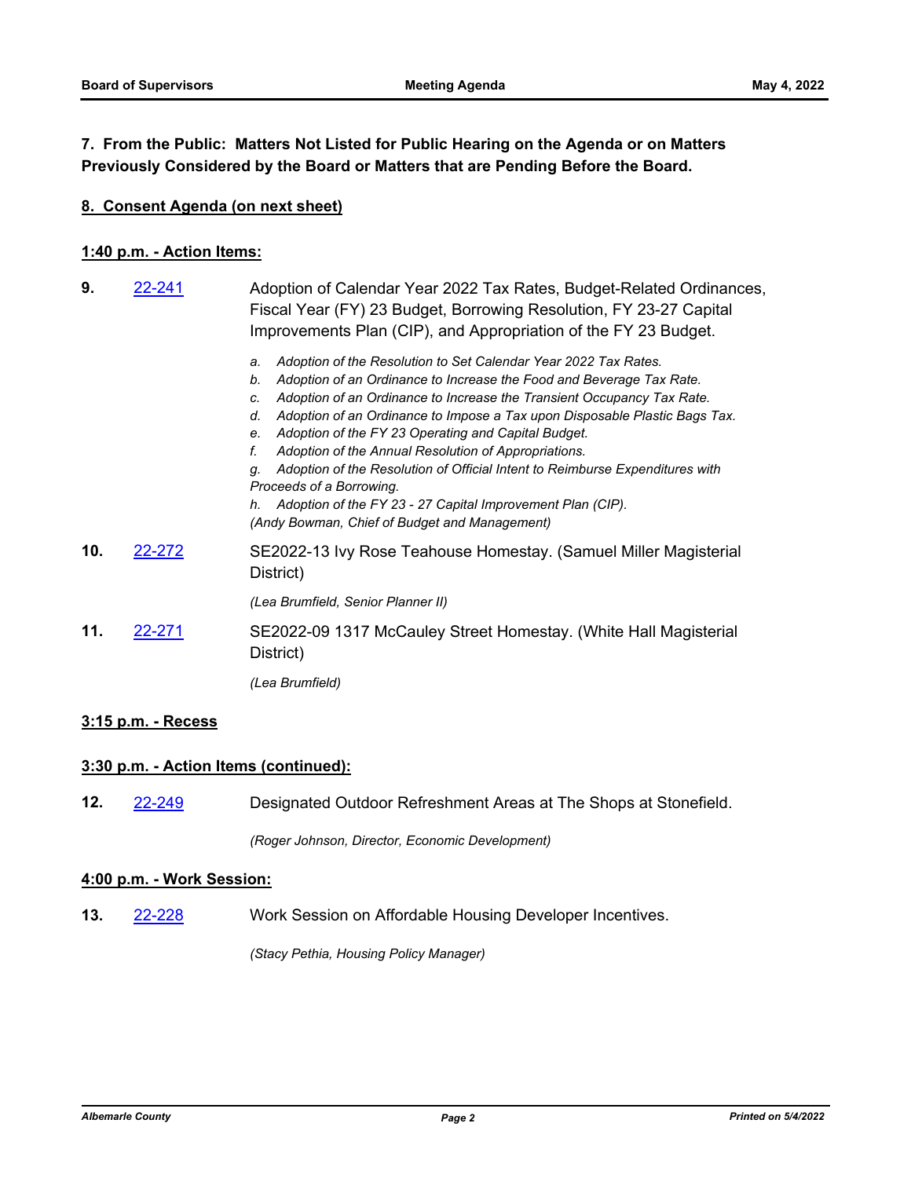**7. From the Public: Matters Not Listed for Public Hearing on the Agenda or on Matters Previously Considered by the Board or Matters that are Pending Before the Board.**

**8. Consent Agenda (on next sheet)**

**1:40 p.m. - Action Items:**

**9.** 22-241 Adoption of Calendar Year 2022 Tax Rates, Budget-Related Ordinances, Fiscal Year (FY) 23 Budget, Borrowing Resolution, FY 23-27 Capital Improvements Plan (CIP), and Appropriation of the FY 23 Budget.

*a. Adoption of the Resolution to Set Calendar Year 2022 Tax Rates.*
*b. Adoption of an Ordinance to Increase the Food and Beverage Tax Rate.*
*c. Adoption of an Ordinance to Increase the Transient Occupancy Tax Rate.*
*d. Adoption of an Ordinance to Impose a Tax upon Disposable Plastic Bags Tax.*
*e. Adoption of the FY 23 Operating and Capital Budget.*
*f. Adoption of the Annual Resolution of Appropriations.*
*g. Adoption of the Resolution of Official Intent to Reimburse Expenditures with Proceeds of a Borrowing.*
*h. Adoption of the FY 23 - 27 Capital Improvement Plan (CIP).*
*(Andy Bowman, Chief of Budget and Management)*

**10.** 22-272 SE2022-13 Ivy Rose Teahouse Homestay. (Samuel Miller Magisterial District)

*(Lea Brumfield, Senior Planner II)*

**11.** 22-271 SE2022-09 1317 McCauley Street Homestay. (White Hall Magisterial District)

*(Lea Brumfield)*

**3:15 p.m. - Recess**

**3:30 p.m. - Action Items (continued):**

**12.** 22-249 Designated Outdoor Refreshment Areas at The Shops at Stonefield.

*(Roger Johnson, Director, Economic Development)*

**4:00 p.m. - Work Session:**

**13.** 22-228 Work Session on Affordable Housing Developer Incentives.

*(Stacy Pethia, Housing Policy Manager)*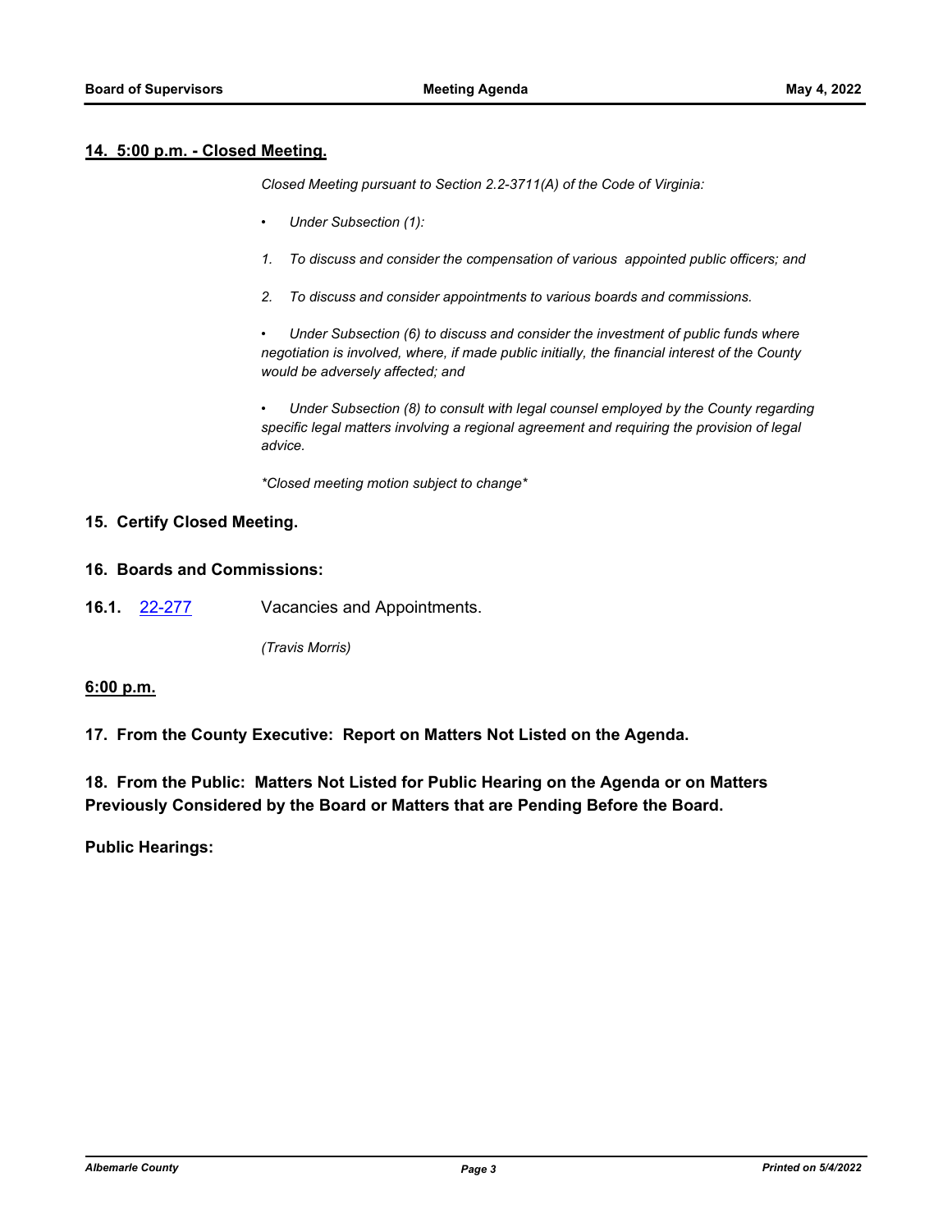## 14. 5:00 p.m. - Closed Meeting.

*Closed Meeting pursuant to Section 2.2-3711(A) of the Code of Virginia:*

- *Under Subsection (1):*

1. *To discuss and consider the compensation of various appointed public officers; and*
2. *To discuss and consider appointments to various boards and commissions.*

- *Under Subsection (6) to discuss and consider the investment of public funds where negotiation is involved, where, if made public initially, the financial interest of the County would be adversely affected; and*

- *Under Subsection (8) to consult with legal counsel employed by the County regarding specific legal matters involving a regional agreement and requiring the provision of legal advice.*

*\*Closed meeting motion subject to change\**

## 15. Certify Closed Meeting.

## 16. Boards and Commissions:

**16.1.** 22-277 Vacancies and Appointments.

*(Travis Morris)*

## 6:00 p.m.

## 17. From the County Executive: Report on Matters Not Listed on the Agenda.

## 18. From the Public: Matters Not Listed for Public Hearing on the Agenda or on Matters Previously Considered by the Board or Matters that are Pending Before the Board.

**Public Hearings:**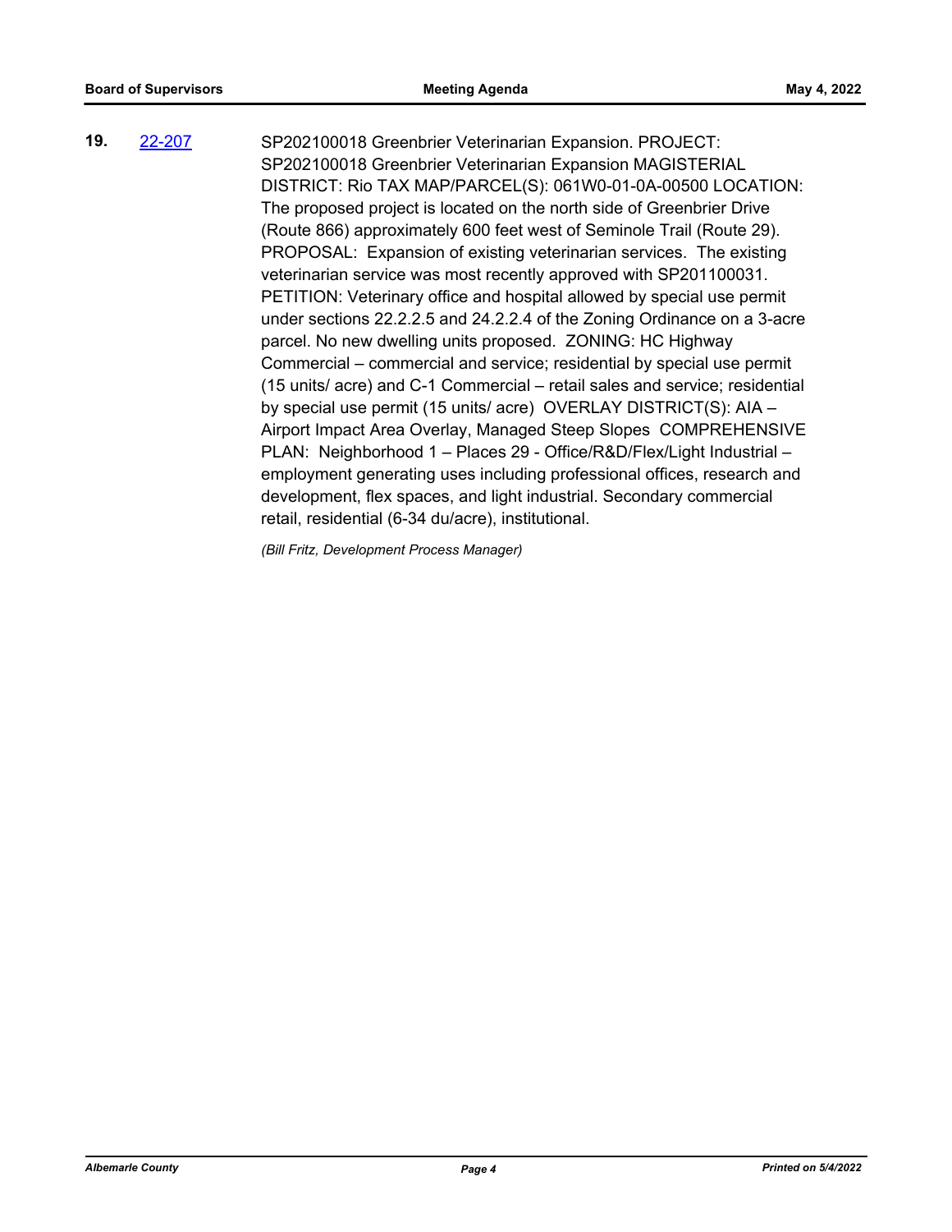**19.** [22-207]

SP202100018 Greenbrier Veterinarian Expansion. PROJECT: SP202100018 Greenbrier Veterinarian Expansion MAGISTERIAL DISTRICT: Rio TAX MAP/PARCEL(S): 061W0-01-0A-00500 LOCATION: The proposed project is located on the north side of Greenbrier Drive (Route 866) approximately 600 feet west of Seminole Trail (Route 29). PROPOSAL: Expansion of existing veterinarian services. The existing veterinarian service was most recently approved with SP201100031. PETITION: Veterinary office and hospital allowed by special use permit under sections 22.2.2.5 and 24.2.2.4 of the Zoning Ordinance on a 3-acre parcel. No new dwelling units proposed. ZONING: HC Highway Commercial – commercial and service; residential by special use permit (15 units/ acre) and C-1 Commercial – retail sales and service; residential by special use permit (15 units/ acre) OVERLAY DISTRICT(S): AIA – Airport Impact Area Overlay, Managed Steep Slopes COMPREHENSIVE PLAN: Neighborhood 1 – Places 29 - Office/R&D/Flex/Light Industrial – employment generating uses including professional offices, research and development, flex spaces, and light industrial. Secondary commercial retail, residential (6-34 du/acre), institutional.

*(Bill Fritz, Development Process Manager)*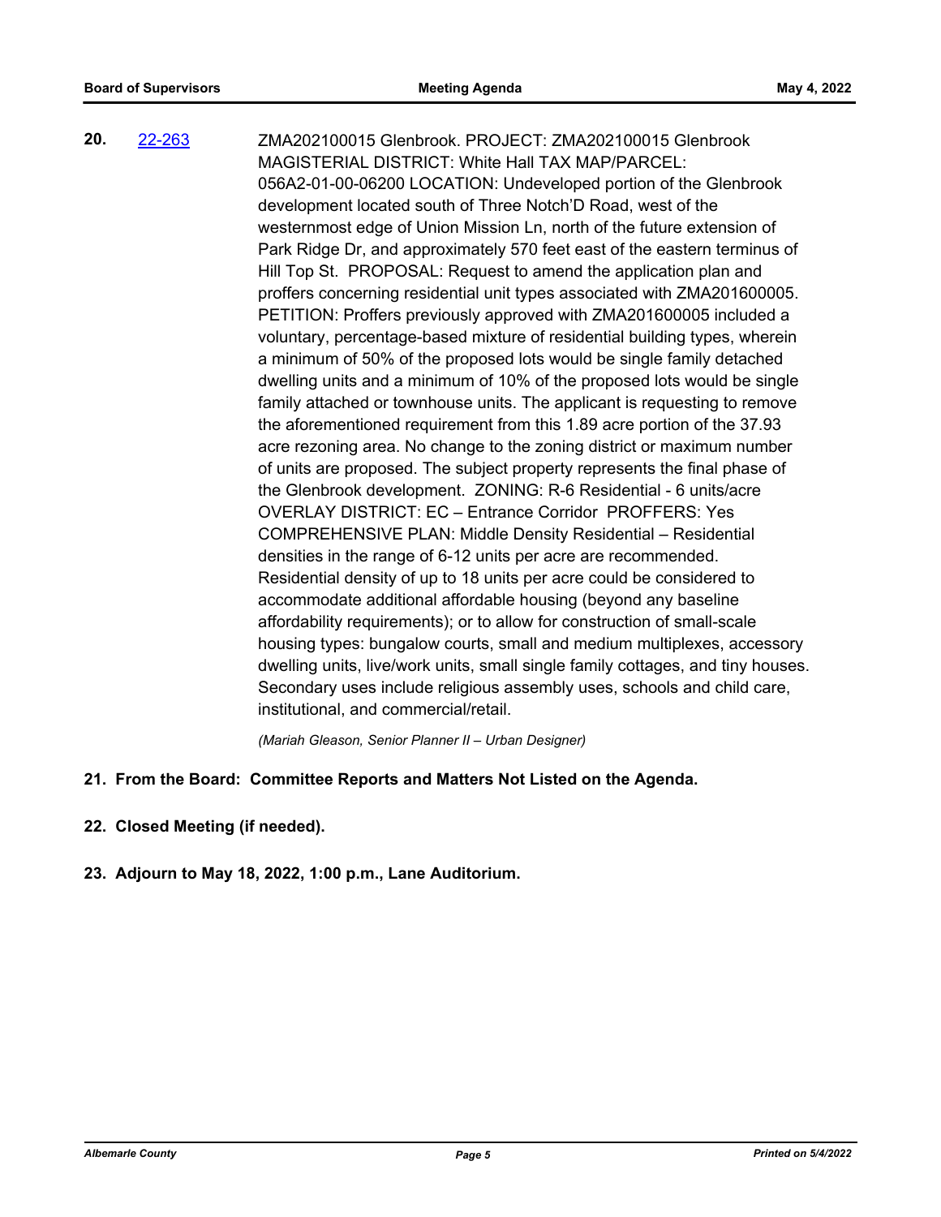**20.** 22-263 ZMA202100015 Glenbrook. PROJECT: ZMA202100015 Glenbrook MAGISTERIAL DISTRICT: White Hall TAX MAP/PARCEL: 056A2-01-00-06200 LOCATION: Undeveloped portion of the Glenbrook development located south of Three Notch'D Road, west of the westernmost edge of Union Mission Ln, north of the future extension of Park Ridge Dr, and approximately 570 feet east of the eastern terminus of Hill Top St. PROPOSAL: Request to amend the application plan and proffers concerning residential unit types associated with ZMA201600005. PETITION: Proffers previously approved with ZMA201600005 included a voluntary, percentage-based mixture of residential building types, wherein a minimum of 50% of the proposed lots would be single family detached dwelling units and a minimum of 10% of the proposed lots would be single family attached or townhouse units. The applicant is requesting to remove the aforementioned requirement from this 1.89 acre portion of the 37.93 acre rezoning area. No change to the zoning district or maximum number of units are proposed. The subject property represents the final phase of the Glenbrook development. ZONING: R-6 Residential - 6 units/acre OVERLAY DISTRICT: EC – Entrance Corridor PROFFERS: Yes COMPREHENSIVE PLAN: Middle Density Residential – Residential densities in the range of 6-12 units per acre are recommended. Residential density of up to 18 units per acre could be considered to accommodate additional affordable housing (beyond any baseline affordability requirements); or to allow for construction of small-scale housing types: bungalow courts, small and medium multiplexes, accessory dwelling units, live/work units, small single family cottages, and tiny houses. Secondary uses include religious assembly uses, schools and child care, institutional, and commercial/retail.

*(Mariah Gleason, Senior Planner II – Urban Designer)*

**21. From the Board: Committee Reports and Matters Not Listed on the Agenda.**

**22. Closed Meeting (if needed).**

**23. Adjourn to May 18, 2022, 1:00 p.m., Lane Auditorium.**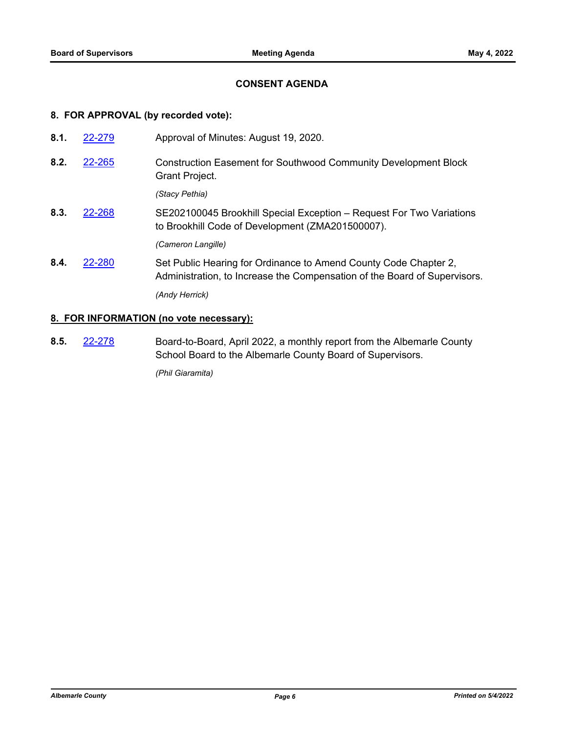## CONSENT AGENDA

### 8. FOR APPROVAL (by recorded vote):

**8.1.** [22-279] Approval of Minutes: August 19, 2020.

**8.2.** [22-265] Construction Easement for Southwood Community Development Block Grant Project.

*(Stacy Pethia)*

**8.3.** [22-268] SE202100045 Brookhill Special Exception – Request For Two Variations to Brookhill Code of Development (ZMA201500007).

*(Cameron Langille)*

**8.4.** [22-280] Set Public Hearing for Ordinance to Amend County Code Chapter 2, Administration, to Increase the Compensation of the Board of Supervisors.

*(Andy Herrick)*

### 8. FOR INFORMATION (no vote necessary):

**8.5.** [22-278] Board-to-Board, April 2022, a monthly report from the Albemarle County School Board to the Albemarle County Board of Supervisors.

*(Phil Giaramita)*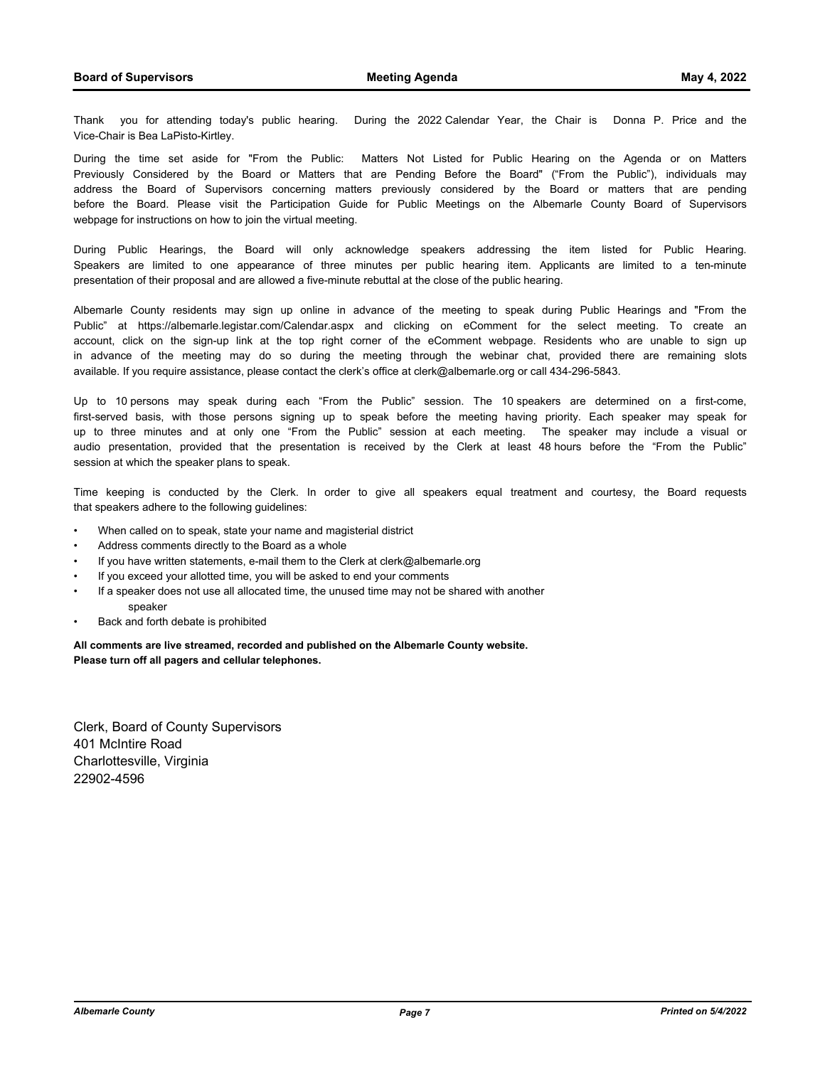Thank you for attending today's public hearing. During the 2022 Calendar Year, the Chair is Donna P. Price and the Vice-Chair is Bea LaPisto-Kirtley.

During the time set aside for "From the Public: Matters Not Listed for Public Hearing on the Agenda or on Matters Previously Considered by the Board or Matters that are Pending Before the Board" ("From the Public"), individuals may address the Board of Supervisors concerning matters previously considered by the Board or matters that are pending before the Board. Please visit the Participation Guide for Public Meetings on the Albemarle County Board of Supervisors webpage for instructions on how to join the virtual meeting.

During Public Hearings, the Board will only acknowledge speakers addressing the item listed for Public Hearing. Speakers are limited to one appearance of three minutes per public hearing item. Applicants are limited to a ten-minute presentation of their proposal and are allowed a five-minute rebuttal at the close of the public hearing.

Albemarle County residents may sign up online in advance of the meeting to speak during Public Hearings and "From the Public" at https://albemarle.legistar.com/Calendar.aspx and clicking on eComment for the select meeting. To create an account, click on the sign-up link at the top right corner of the eComment webpage. Residents who are unable to sign up in advance of the meeting may do so during the meeting through the webinar chat, provided there are remaining slots available. If you require assistance, please contact the clerk's office at clerk@albemarle.org or call 434-296-5843.

Up to 10 persons may speak during each "From the Public" session. The 10 speakers are determined on a first-come, first-served basis, with those persons signing up to speak before the meeting having priority. Each speaker may speak for up to three minutes and at only one "From the Public" session at each meeting. The speaker may include a visual or audio presentation, provided that the presentation is received by the Clerk at least 48 hours before the "From the Public" session at which the speaker plans to speak.

Time keeping is conducted by the Clerk. In order to give all speakers equal treatment and courtesy, the Board requests that speakers adhere to the following guidelines:

- When called on to speak, state your name and magisterial district
- Address comments directly to the Board as a whole
- If you have written statements, e-mail them to the Clerk at clerk@albemarle.org
- If you exceed your allotted time, you will be asked to end your comments
- If a speaker does not use all allocated time, the unused time may not be shared with another speaker
- Back and forth debate is prohibited

**All comments are live streamed, recorded and published on the Albemarle County website.**
**Please turn off all pagers and cellular telephones.**

Clerk, Board of County Supervisors
401 McIntire Road
Charlottesville, Virginia
22902-4596